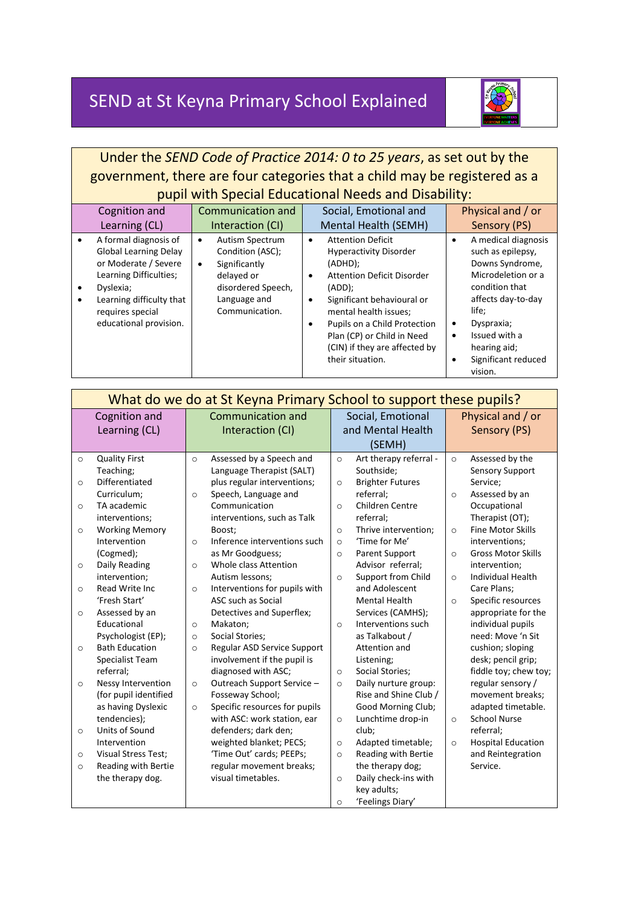# SEND at St Keyna Primary School Explained

## Under the *SEND Code of Practice 2014: 0 to 25 years*, as set out by the government, there are four categories that a child may be registered as a pupil with Special Educational Needs and Disability:

| Cognition and Learning (CL) | Communication and Interaction (CI) | Social, Emotional and Mental Health (SEMH) | Physical and / or Sensory (PS) |
|---|---|---|---|
| • A formal diagnosis of Global Learning Delay or Moderate / Severe Learning Difficulties;<br>• Dyslexia;<br>• Learning difficulty that requires special educational provision. | • Autism Spectrum Condition (ASC);<br>• Significantly delayed or disordered Speech, Language and Communication. | • Attention Deficit Hyperactivity Disorder (ADHD);<br>• Attention Deficit Disorder (ADD);<br>• Significant behavioural or mental health issues;<br>• Pupils on a Child Protection Plan (CP) or Child in Need (CIN) if they are affected by their situation. | • A medical diagnosis such as epilepsy, Downs Syndrome, Microdeletion or a condition that affects day-to-day life;<br>• Dyspraxia;<br>• Issued with a hearing aid;<br>• Significant reduced vision. |

## What do we do at St Keyna Primary School to support these pupils?

| Cognition and Learning (CL) | Communication and Interaction (CI) | Social, Emotional and Mental Health (SEMH) | Physical and / or Sensory (PS) |
|---|---|---|---|
| ○ Quality First Teaching;<br>○ Differentiated Curriculum;<br>○ TA academic interventions;<br>○ Working Memory Intervention (Cogmed);<br>○ Daily Reading intervention;<br>○ Read Write Inc 'Fresh Start'<br>○ Assessed by an Educational Psychologist (EP);<br>○ Bath Education Specialist Team referral;<br>○ Nessy Intervention (for pupil identified as having Dyslexic tendencies);<br>○ Units of Sound Intervention<br>○ Visual Stress Test;<br>○ Reading with Bertie the therapy dog. | ○ Assessed by a Speech and Language Therapist (SALT) plus regular interventions;<br>○ Speech, Language and Communication interventions, such as Talk Boost;<br>○ Inference interventions such as Mr Goodguess;<br>○ Whole class Attention Autism lessons;<br>○ Interventions for pupils with ASC such as Social Detectives and Superflex;<br>○ Makaton;<br>○ Social Stories;<br>○ Regular ASD Service Support involvement if the pupil is diagnosed with ASC;<br>○ Outreach Support Service – Fosseway School;<br>○ Specific resources for pupils with ASC: work station, ear defenders; dark den; weighted blanket; PECS; 'Time Out' cards; PEEPs; regular movement breaks; visual timetables. | ○ Art therapy referral - Southside;<br>○ Brighter Futures referral;<br>○ Children Centre referral;<br>○ Thrive intervention;<br>○ 'Time for Me'<br>○ Parent Support Advisor referral;<br>○ Support from Child and Adolescent Mental Health Services (CAMHS);<br>○ Interventions such as Talkabout / Attention and Listening;<br>○ Social Stories;<br>○ Daily nurture group: Rise and Shine Club / Good Morning Club;<br>○ Lunchtime drop-in club;<br>○ Adapted timetable;<br>○ Reading with Bertie the therapy dog;<br>○ Daily check-ins with key adults;<br>○ 'Feelings Diary' | ○ Assessed by the Sensory Support Service;<br>○ Assessed by an Occupational Therapist (OT);<br>○ Fine Motor Skills interventions;<br>○ Gross Motor Skills intervention;<br>○ Individual Health Care Plans;<br>○ Specific resources appropriate for the individual pupils need: Move 'n Sit cushion; sloping desk; pencil grip; fiddle toy; chew toy; regular sensory / movement breaks; adapted timetable.<br>○ School Nurse referral;<br>○ Hospital Education and Reintegration Service. |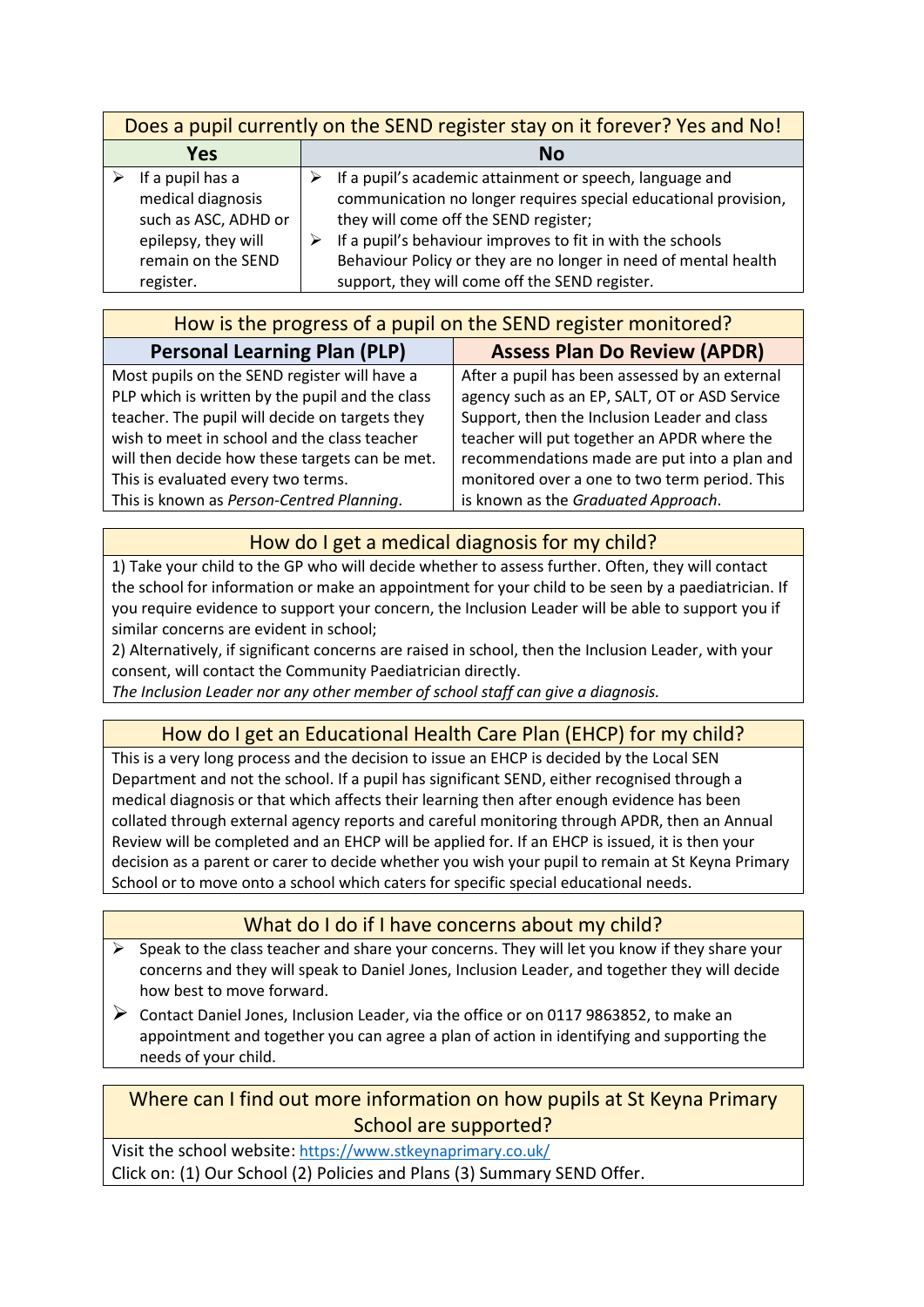| Does a pupil currently on the SEND register stay on it forever? Yes and No! | |
|---|---|
| **Yes** | **No** |
| ➢ If a pupil has a medical diagnosis such as ASC, ADHD or epilepsy, they will remain on the SEND register. | ➢ If a pupil's academic attainment or speech, language and communication no longer requires special educational provision, they will come off the SEND register;<br>➢ If a pupil's behaviour improves to fit in with the schools Behaviour Policy or they are no longer in need of mental health support, they will come off the SEND register. |

| How is the progress of a pupil on the SEND register monitored? | |
|---|---|
| **Personal Learning Plan (PLP)** | **Assess Plan Do Review (APDR)** |
| Most pupils on the SEND register will have a PLP which is written by the pupil and the class teacher. The pupil will decide on targets they wish to meet in school and the class teacher will then decide how these targets can be met. This is evaluated every two terms. This is known as *Person-Centred Planning*. | After a pupil has been assessed by an external agency such as an EP, SALT, OT or ASD Service Support, then the Inclusion Leader and class teacher will put together an APDR where the recommendations made are put into a plan and monitored over a one to two term period. This is known as the *Graduated Approach*. |

## How do I get a medical diagnosis for my child?

1) Take your child to the GP who will decide whether to assess further. Often, they will contact the school for information or make an appointment for your child to be seen by a paediatrician. If you require evidence to support your concern, the Inclusion Leader will be able to support you if similar concerns are evident in school;
2) Alternatively, if significant concerns are raised in school, then the Inclusion Leader, with your consent, will contact the Community Paediatrician directly.

*The Inclusion Leader nor any other member of school staff can give a diagnosis.*

## How do I get an Educational Health Care Plan (EHCP) for my child?

This is a very long process and the decision to issue an EHCP is decided by the Local SEN Department and not the school. If a pupil has significant SEND, either recognised through a medical diagnosis or that which affects their learning then after enough evidence has been collated through external agency reports and careful monitoring through APDR, then an Annual Review will be completed and an EHCP will be applied for. If an EHCP is issued, it is then your decision as a parent or carer to decide whether you wish your pupil to remain at St Keyna Primary School or to move onto a school which caters for specific special educational needs.

## What do I do if I have concerns about my child?

- Speak to the class teacher and share your concerns. They will let you know if they share your concerns and they will speak to Daniel Jones, Inclusion Leader, and together they will decide how best to move forward.
- Contact Daniel Jones, Inclusion Leader, via the office or on 0117 9863852, to make an appointment and together you can agree a plan of action in identifying and supporting the needs of your child.

## Where can I find out more information on how pupils at St Keyna Primary School are supported?

Visit the school website: https://www.stkeynaprimary.co.uk/
Click on: (1) Our School (2) Policies and Plans (3) Summary SEND Offer.